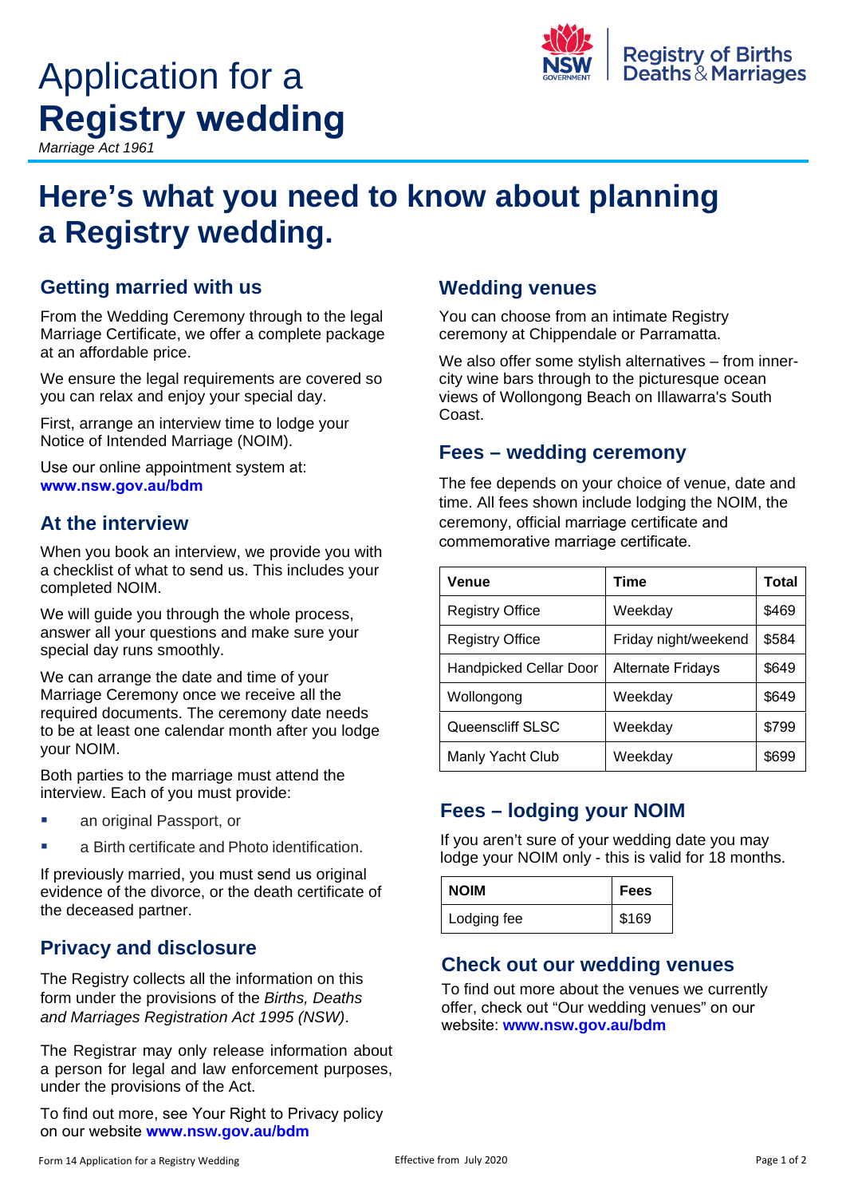# Application for a **Registry wedding**

*Marriage Act 1961*

Registry of Births Deaths & Marriages

# Here's what you need to know about planning a Registry wedding.

## Getting married with us

From the Wedding Ceremony through to the legal Marriage Certificate, we offer a complete package at an affordable price.

We ensure the legal requirements are covered so you can relax and enjoy your special day.

First, arrange an interview time to lodge your Notice of Intended Marriage (NOIM).

Use our online appointment system at: **www.nsw.gov.au/bdm**

## At the interview

When you book an interview, we provide you with a checklist of what to send us. This includes your completed NOIM.

We will guide you through the whole process, answer all your questions and make sure your special day runs smoothly.

We can arrange the date and time of your Marriage Ceremony once we receive all the required documents. The ceremony date needs to be at least one calendar month after you lodge your NOIM.

Both parties to the marriage must attend the interview. Each of you must provide:

- an original Passport, or
- a Birth certificate and Photo identification.

If previously married, you must send us original evidence of the divorce, or the death certificate of the deceased partner.

## Privacy and disclosure

The Registry collects all the information on this form under the provisions of the *Births, Deaths and Marriages Registration Act 1995 (NSW)*.

The Registrar may only release information about a person for legal and law enforcement purposes, under the provisions of the Act.

To find out more, see Your Right to Privacy policy on our website **www.nsw.gov.au/bdm**

## Wedding venues

You can choose from an intimate Registry ceremony at Chippendale or Parramatta.

We also offer some stylish alternatives – from inner-city wine bars through to the picturesque ocean views of Wollongong Beach on Illawarra's South Coast.

## Fees – wedding ceremony

The fee depends on your choice of venue, date and time. All fees shown include lodging the NOIM, the ceremony, official marriage certificate and commemorative marriage certificate.

| Venue | Time | Total |
|---|---|---|
| Registry Office | Weekday | $469 |
| Registry Office | Friday night/weekend | $584 |
| Handpicked Cellar Door | Alternate Fridays | $649 |
| Wollongong | Weekday | $649 |
| Queenscliff SLSC | Weekday | $799 |
| Manly Yacht Club | Weekday | $699 |

## Fees – lodging your NOIM

If you aren't sure of your wedding date you may lodge your NOIM only - this is valid for 18 months.

| NOIM | Fees |
|---|---|
| Lodging fee | $169 |

## Check out our wedding venues

To find out more about the venues we currently offer, check out "Our wedding venues" on our website: **www.nsw.gov.au/bdm**

Form 14 Application for a Registry Wedding — Effective from July 2020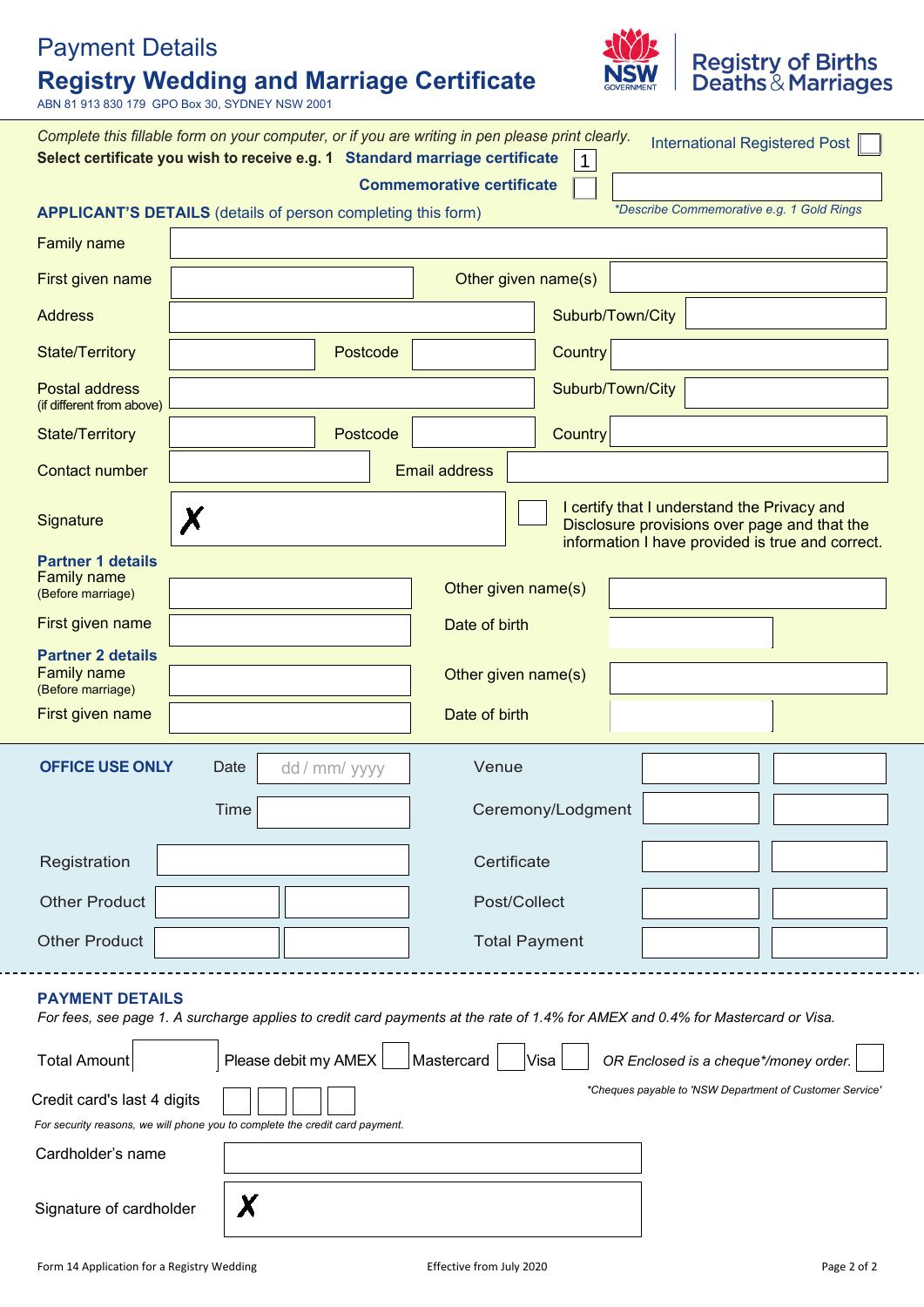# Payment Details

## Registry Wedding and Marriage Certificate

ABN 81 913 830 179 GPO Box 30, SYDNEY NSW 2001

Registry of Births Deaths & Marriages

*Complete this fillable form on your computer, or if you are writing in pen please print clearly.*

**Select certificate you wish to receive e.g. 1** **Standard marriage certificate** [ 1 ]

**Commemorative certificate** [ ] [ ]

International Registered Post [ ]

*\*Describe Commemorative e.g. 1 Gold Rings*

**APPLICANT'S DETAILS** (details of person completing this form)

| | | | |
|---|---|---|---|
| Family name | | | |
| First given name | | Other given name(s) | |
| Address | | Suburb/Town/City | |
| State/Territory | Postcode | Country | |
| Postal address (if different from above) | | Suburb/Town/City | |
| State/Territory | Postcode | Country | |
| Contact number | | Email address | |
| Signature | ✗ | [ ] I certify that I understand the Privacy and Disclosure provisions over page and that the information I have provided is true and correct. | |

**Partner 1 details**

| | | | |
|---|---|---|---|
| Family name (Before marriage) | | Other given name(s) | |
| First given name | | Date of birth | |

**Partner 2 details**

| | | | |
|---|---|---|---|
| Family name (Before marriage) | | Other given name(s) | |
| First given name | | Date of birth | |

**OFFICE USE ONLY**

| | | | | |
|---|---|---|---|---|
| Date | dd / mm/ yyyy | Venue | | |
| Time | | Ceremony/Lodgment | | |
| Registration | | Certificate | | |
| Other Product | | Post/Collect | | |
| Other Product | | Total Payment | | |

**PAYMENT DETAILS**

*For fees, see page 1. A surcharge applies to credit card payments at the rate of 1.4% for AMEX and 0.4% for Mastercard or Visa.*

Total Amount [ ] Please debit my AMEX [ ] Mastercard [ ] Visa [ ] *OR Enclosed is a cheque\*/money order.* [ ]

*\*Cheques payable to 'NSW Department of Customer Service'*

Credit card's last 4 digits [ ] [ ] [ ] [ ]

*For security reasons, we will phone you to complete the credit card payment.*

Cardholder's name

Signature of cardholder ✗

Form 14 Application for a Registry Wedding

Effective from July 2020